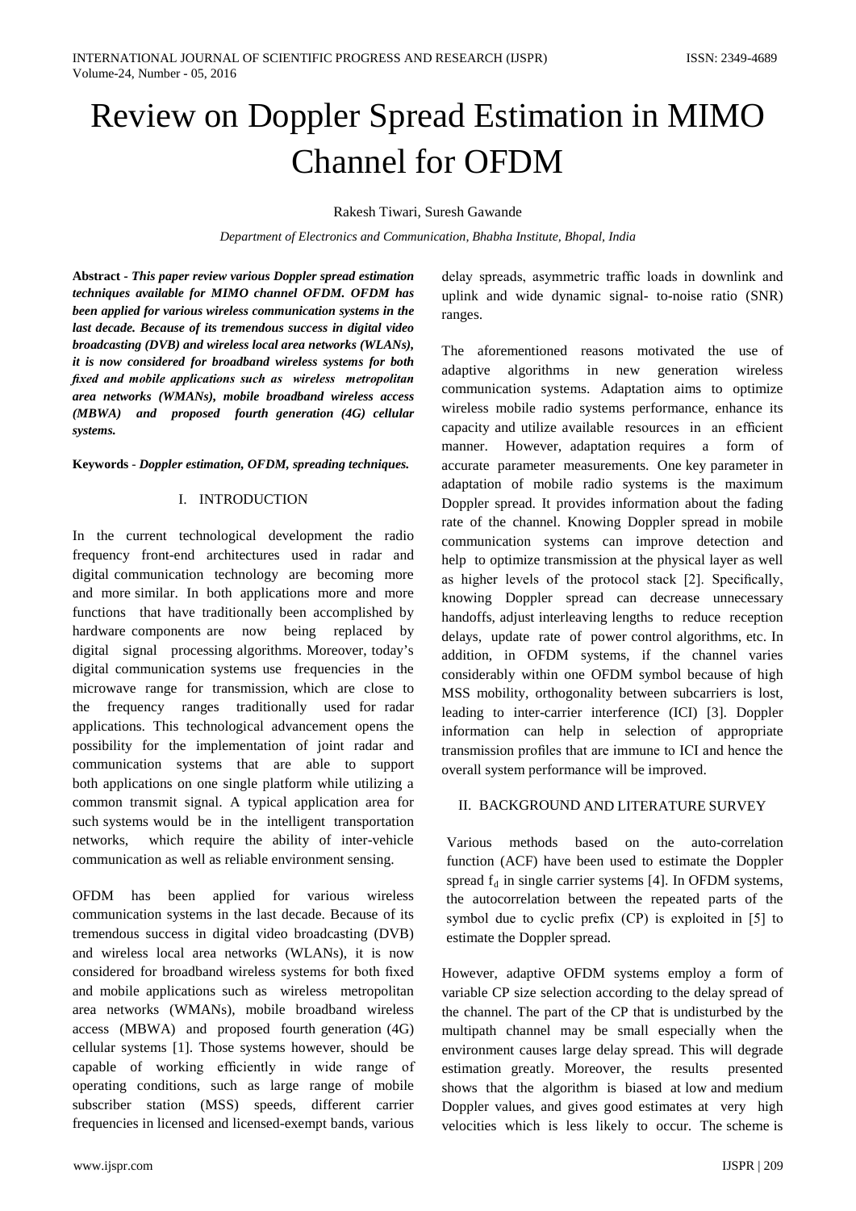# Review on Doppler Spread Estimation in MIMO Channel for OFDM

Rakesh Tiwari, Suresh Gawande

*Department of Electronics and Communication, Bhabha Institute, Bhopal, India*

**Abstract -** ***This paper review various Doppler spread estimation techniques available for MIMO channel OFDM. OFDM has been applied for various wireless communication systems in the last decade. Because of its tremendous success in digital video broadcasting (DVB) and wireless local area networks (WLANs), it is now considered for broadband wireless systems for both fixed and mobile applications such as wireless metropolitan area networks (WMANs), mobile broadband wireless access (MBWA) and proposed fourth generation (4G) cellular systems.***

**Keywords -** ***Doppler estimation, OFDM, spreading techniques.***

## I. INTRODUCTION

In the current technological development the radio frequency front-end architectures used in radar and digital communication technology are becoming more and more similar. In both applications more and more functions that have traditionally been accomplished by hardware components are now being replaced by digital signal processing algorithms. Moreover, today's digital communication systems use frequencies in the microwave range for transmission, which are close to the frequency ranges traditionally used for radar applications. This technological advancement opens the possibility for the implementation of joint radar and communication systems that are able to support both applications on one single platform while utilizing a common transmit signal. A typical application area for such systems would be in the intelligent transportation networks, which require the ability of inter-vehicle communication as well as reliable environment sensing.

OFDM has been applied for various wireless communication systems in the last decade. Because of its tremendous success in digital video broadcasting (DVB) and wireless local area networks (WLANs), it is now considered for broadband wireless systems for both fixed and mobile applications such as wireless metropolitan area networks (WMANs), mobile broadband wireless access (MBWA) and proposed fourth generation (4G) cellular systems [1]. Those systems however, should be capable of working efficiently in wide range of operating conditions, such as large range of mobile subscriber station (MSS) speeds, different carrier frequencies in licensed and licensed-exempt bands, various delay spreads, asymmetric traffic loads in downlink and uplink and wide dynamic signal- to-noise ratio (SNR) ranges.

The aforementioned reasons motivated the use of adaptive algorithms in new generation wireless communication systems. Adaptation aims to optimize wireless mobile radio systems performance, enhance its capacity and utilize available resources in an efficient manner. However, adaptation requires a form of accurate parameter measurements. One key parameter in adaptation of mobile radio systems is the maximum Doppler spread. It provides information about the fading rate of the channel. Knowing Doppler spread in mobile communication systems can improve detection and help to optimize transmission at the physical layer as well as higher levels of the protocol stack [2]. Specifically, knowing Doppler spread can decrease unnecessary handoffs, adjust interleaving lengths to reduce reception delays, update rate of power control algorithms, etc. In addition, in OFDM systems, if the channel varies considerably within one OFDM symbol because of high MSS mobility, orthogonality between subcarriers is lost, leading to inter-carrier interference (ICI) [3]. Doppler information can help in selection of appropriate transmission profiles that are immune to ICI and hence the overall system performance will be improved.

## II. BACKGROUND AND LITERATURE SURVEY

Various methods based on the auto-correlation function (ACF) have been used to estimate the Doppler spread $f_d$ in single carrier systems [4]. In OFDM systems, the autocorrelation between the repeated parts of the symbol due to cyclic prefix (CP) is exploited in [5] to estimate the Doppler spread.

However, adaptive OFDM systems employ a form of variable CP size selection according to the delay spread of the channel. The part of the CP that is undisturbed by the multipath channel may be small especially when the environment causes large delay spread. This will degrade estimation greatly. Moreover, the results presented shows that the algorithm is biased at low and medium Doppler values, and gives good estimates at very high velocities which is less likely to occur. The scheme is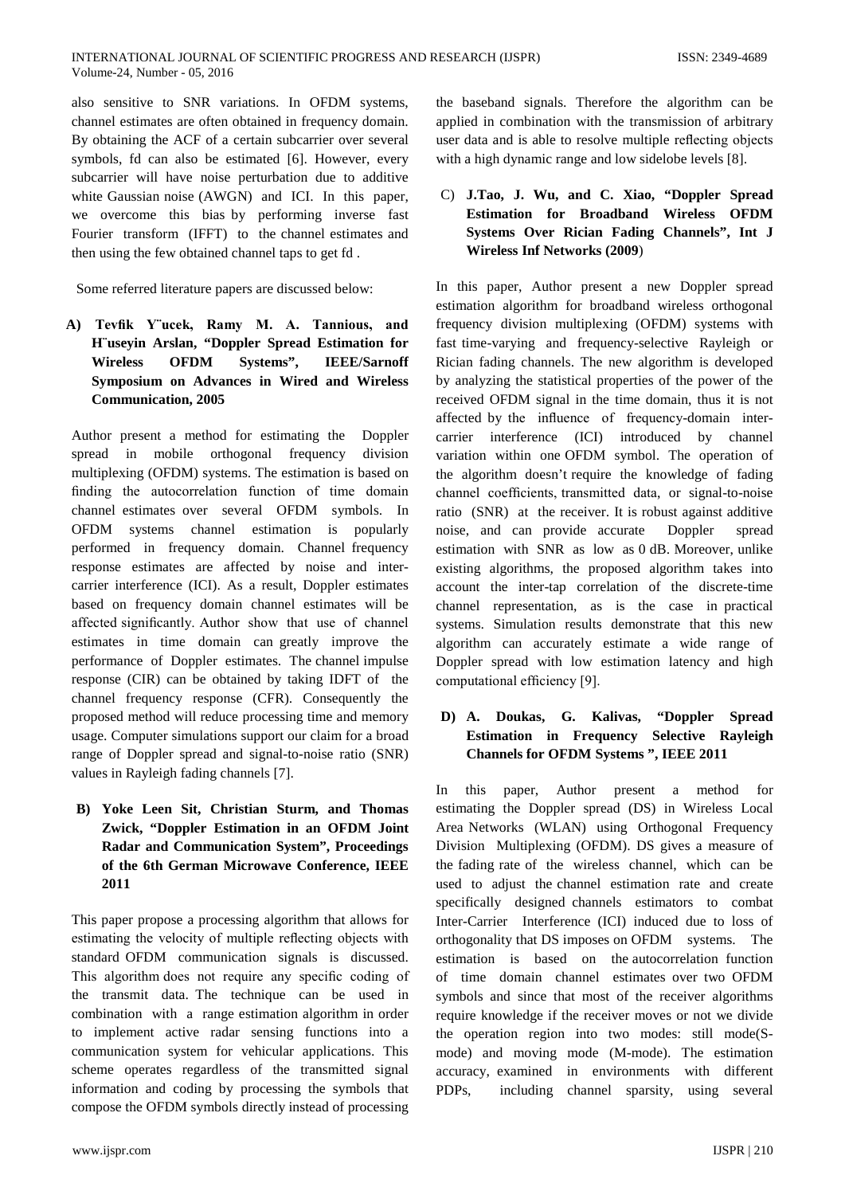also sensitive to SNR variations. In OFDM systems, channel estimates are often obtained in frequency domain. By obtaining the ACF of a certain subcarrier over several symbols, fd can also be estimated [6]. However, every subcarrier will have noise perturbation due to additive white Gaussian noise (AWGN) and ICI. In this paper, we overcome this bias by performing inverse fast Fourier transform (IFFT) to the channel estimates and then using the few obtained channel taps to get fd .

Some referred literature papers are discussed below:

**A) Tevfik Y¨ucek, Ramy M. A. Tannious, and H¨useyin Arslan, "Doppler Spread Estimation for Wireless OFDM Systems", IEEE/Sarnoff Symposium on Advances in Wired and Wireless Communication, 2005**

Author present a method for estimating the Doppler spread in mobile orthogonal frequency division multiplexing (OFDM) systems. The estimation is based on finding the autocorrelation function of time domain channel estimates over several OFDM symbols. In OFDM systems channel estimation is popularly performed in frequency domain. Channel frequency response estimates are affected by noise and inter-carrier interference (ICI). As a result, Doppler estimates based on frequency domain channel estimates will be affected significantly. Author show that use of channel estimates in time domain can greatly improve the performance of Doppler estimates. The channel impulse response (CIR) can be obtained by taking IDFT of the channel frequency response (CFR). Consequently the proposed method will reduce processing time and memory usage. Computer simulations support our claim for a broad range of Doppler spread and signal-to-noise ratio (SNR) values in Rayleigh fading channels [7].

**B) Yoke Leen Sit, Christian Sturm, and Thomas Zwick, "Doppler Estimation in an OFDM Joint Radar and Communication System", Proceedings of the 6th German Microwave Conference, IEEE 2011**

This paper propose a processing algorithm that allows for estimating the velocity of multiple reflecting objects with standard OFDM communication signals is discussed. This algorithm does not require any specific coding of the transmit data. The technique can be used in combination with a range estimation algorithm in order to implement active radar sensing functions into a communication system for vehicular applications. This scheme operates regardless of the transmitted signal information and coding by processing the symbols that compose the OFDM symbols directly instead of processing the baseband signals. Therefore the algorithm can be applied in combination with the transmission of arbitrary user data and is able to resolve multiple reflecting objects with a high dynamic range and low sidelobe levels [8].

**C) J.Tao, J. Wu, and C. Xiao, "Doppler Spread Estimation for Broadband Wireless OFDM Systems Over Rician Fading Channels", Int J Wireless Inf Networks (2009)**

In this paper, Author present a new Doppler spread estimation algorithm for broadband wireless orthogonal frequency division multiplexing (OFDM) systems with fast time-varying and frequency-selective Rayleigh or Rician fading channels. The new algorithm is developed by analyzing the statistical properties of the power of the received OFDM signal in the time domain, thus it is not affected by the influence of frequency-domain inter-carrier interference (ICI) introduced by channel variation within one OFDM symbol. The operation of the algorithm doesn't require the knowledge of fading channel coefficients, transmitted data, or signal-to-noise ratio (SNR) at the receiver. It is robust against additive noise, and can provide accurate Doppler spread estimation with SNR as low as 0 dB. Moreover, unlike existing algorithms, the proposed algorithm takes into account the inter-tap correlation of the discrete-time channel representation, as is the case in practical systems. Simulation results demonstrate that this new algorithm can accurately estimate a wide range of Doppler spread with low estimation latency and high computational efficiency [9].

**D) A. Doukas, G. Kalivas, "Doppler Spread Estimation in Frequency Selective Rayleigh Channels for OFDM Systems ", IEEE 2011**

In this paper, Author present a method for estimating the Doppler spread (DS) in Wireless Local Area Networks (WLAN) using Orthogonal Frequency Division Multiplexing (OFDM). DS gives a measure of the fading rate of the wireless channel, which can be used to adjust the channel estimation rate and create specifically designed channels estimators to combat Inter-Carrier Interference (ICI) induced due to loss of orthogonality that DS imposes on OFDM systems. The estimation is based on the autocorrelation function of time domain channel estimates over two OFDM symbols and since that most of the receiver algorithms require knowledge if the receiver moves or not we divide the operation region into two modes: still mode(S-mode) and moving mode (M-mode). The estimation accuracy, examined in environments with different PDPs, including channel sparsity, using several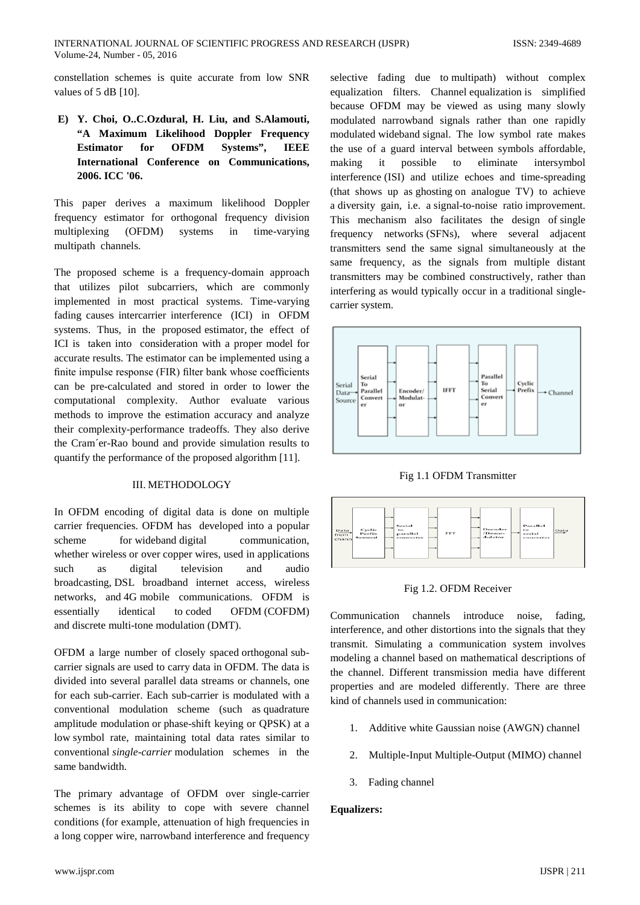constellation schemes is quite accurate from low SNR values of 5 dB [10].

**E) Y. Choi, O..C.Ozdural, H. Liu, and S.Alamouti, "A Maximum Likelihood Doppler Frequency Estimator for OFDM Systems", IEEE International Conference on Communications, 2006. ICC '06.**

This paper derives a maximum likelihood Doppler frequency estimator for orthogonal frequency division multiplexing (OFDM) systems in time-varying multipath channels.

The proposed scheme is a frequency-domain approach that utilizes pilot subcarriers, which are commonly implemented in most practical systems. Time-varying fading causes intercarrier interference (ICI) in OFDM systems. Thus, in the proposed estimator, the effect of ICI is taken into consideration with a proper model for accurate results. The estimator can be implemented using a finite impulse response (FIR) filter bank whose coefficients can be pre-calculated and stored in order to lower the computational complexity. Author evaluate various methods to improve the estimation accuracy and analyze their complexity-performance tradeoffs. They also derive the Cram´er-Rao bound and provide simulation results to quantify the performance of the proposed algorithm [11].

## III. METHODOLOGY

In OFDM encoding of digital data is done on multiple carrier frequencies. OFDM has developed into a popular scheme for wideband digital communication, whether wireless or over copper wires, used in applications such as digital television and audio broadcasting, DSL broadband internet access, wireless networks, and 4G mobile communications. OFDM is essentially identical to coded OFDM (COFDM) and discrete multi-tone modulation (DMT).

OFDM a large number of closely spaced orthogonal sub-carrier signals are used to carry data in OFDM. The data is divided into several parallel data streams or channels, one for each sub-carrier. Each sub-carrier is modulated with a conventional modulation scheme (such as quadrature amplitude modulation or phase-shift keying or QPSK) at a low symbol rate, maintaining total data rates similar to conventional *single-carrier* modulation schemes in the same bandwidth.

The primary advantage of OFDM over single-carrier schemes is its ability to cope with severe channel conditions (for example, attenuation of high frequencies in a long copper wire, narrowband interference and frequency selective fading due to multipath) without complex equalization filters. Channel equalization is simplified because OFDM may be viewed as using many slowly modulated narrowband signals rather than one rapidly modulated wideband signal. The low symbol rate makes the use of a guard interval between symbols affordable, making it possible to eliminate intersymbol interference (ISI) and utilize echoes and time-spreading (that shows up as ghosting on analogue TV) to achieve a diversity gain, i.e. a signal-to-noise ratio improvement. This mechanism also facilitates the design of single frequency networks (SFNs), where several adjacent transmitters send the same signal simultaneously at the same frequency, as the signals from multiple distant transmitters may be combined constructively, rather than interfering as would typically occur in a traditional single-carrier system.

Fig 1.1 OFDM Transmitter

Fig 1.2. OFDM Receiver

Communication channels introduce noise, fading, interference, and other distortions into the signals that they transmit. Simulating a communication system involves modeling a channel based on mathematical descriptions of the channel. Different transmission media have different properties and are modeled differently. There are three kind of channels used in communication:

1. Additive white Gaussian noise (AWGN) channel
2. Multiple-Input Multiple-Output (MIMO) channel
3. Fading channel

**Equalizers:**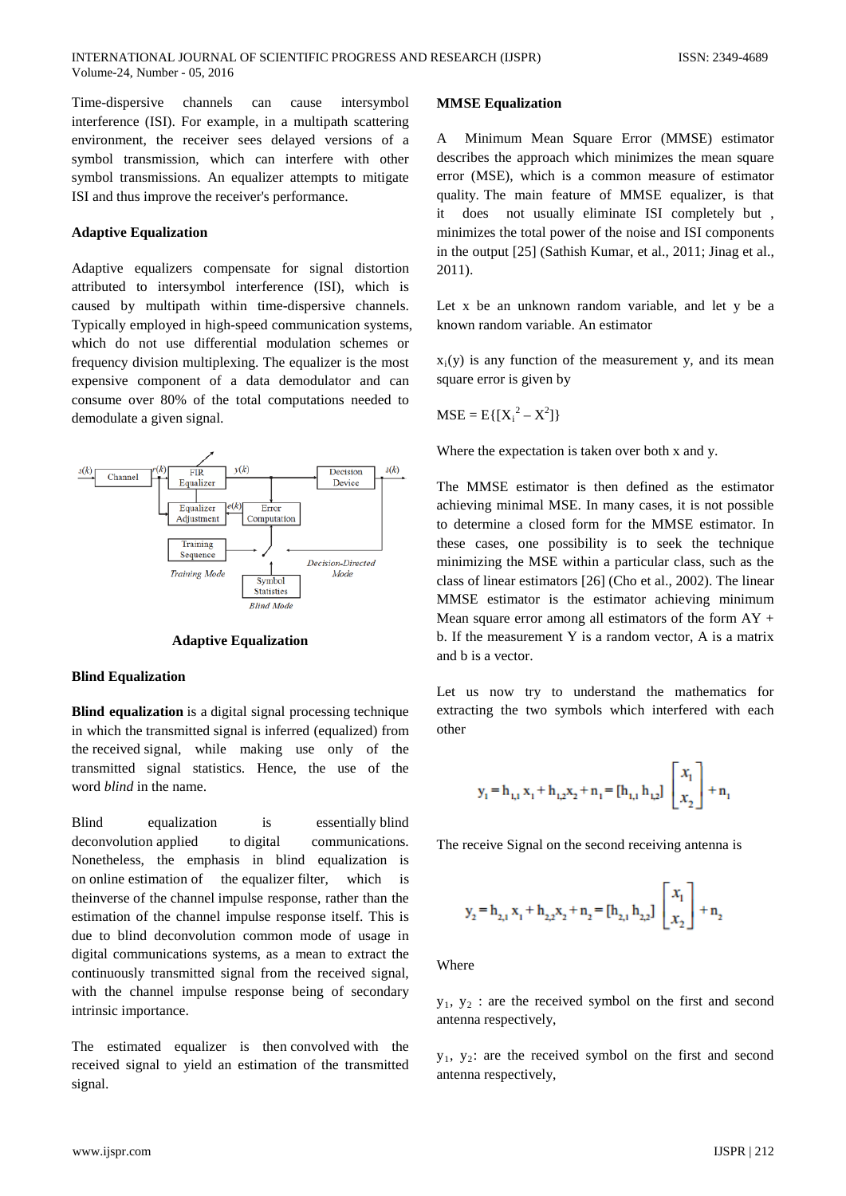Time-dispersive channels can cause intersymbol interference (ISI). For example, in a multipath scattering environment, the receiver sees delayed versions of a symbol transmission, which can interfere with other symbol transmissions. An equalizer attempts to mitigate ISI and thus improve the receiver's performance.

### Adaptive Equalization

Adaptive equalizers compensate for signal distortion attributed to intersymbol interference (ISI), which is caused by multipath within time-dispersive channels. Typically employed in high-speed communication systems, which do not use differential modulation schemes or frequency division multiplexing. The equalizer is the most expensive component of a data demodulator and can consume over 80% of the total computations needed to demodulate a given signal.

**Adaptive Equalization**

### Blind Equalization

**Blind equalization** is a digital signal processing technique in which the transmitted signal is inferred (equalized) from the received signal, while making use only of the transmitted signal statistics. Hence, the use of the word *blind* in the name.

Blind equalization is essentially blind deconvolution applied to digital communications. Nonetheless, the emphasis in blind equalization is on online estimation of the equalizer filter, which is theinverse of the channel impulse response, rather than the estimation of the channel impulse response itself. This is due to blind deconvolution common mode of usage in digital communications systems, as a mean to extract the continuously transmitted signal from the received signal, with the channel impulse response being of secondary intrinsic importance.

The estimated equalizer is then convolved with the received signal to yield an estimation of the transmitted signal.

### MMSE Equalization

A Minimum Mean Square Error (MMSE) estimator describes the approach which minimizes the mean square error (MSE), which is a common measure of estimator quality. The main feature of MMSE equalizer, is that it does not usually eliminate ISI completely but , minimizes the total power of the noise and ISI components in the output [25] (Sathish Kumar, et al., 2011; Jinag et al., 2011).

Let x be an unknown random variable, and let y be a known random variable. An estimator

$x_i(y)$ is any function of the measurement y, and its mean square error is given by

$\text{MSE} = E\{[X_i^2 - X^2]\}$

Where the expectation is taken over both x and y.

The MMSE estimator is then defined as the estimator achieving minimal MSE. In many cases, it is not possible to determine a closed form for the MMSE estimator. In these cases, one possibility is to seek the technique minimizing the MSE within a particular class, such as the class of linear estimators [26] (Cho et al., 2002). The linear MMSE estimator is the estimator achieving minimum Mean square error among all estimators of the form AY + b. If the measurement Y is a random vector, A is a matrix and b is a vector.

Let us now try to understand the mathematics for extracting the two symbols which interfered with each other

$$y_1 = h_{1,1}x_1 + h_{1,2}x_2 + n_1 = [h_{1,1}\ h_{1,2}]\begin{bmatrix} x_1 \\ x_2 \end{bmatrix} + n_1$$

The receive Signal on the second receiving antenna is

$$y_2 = h_{2,1}x_1 + h_{2,2}x_2 + n_2 = [h_{2,1}\ h_{2,2}]\begin{bmatrix} x_1 \\ x_2 \end{bmatrix} + n_2$$

Where

$y_1$, $y_2$ : are the received symbol on the first and second antenna respectively,

$y_1$, $y_2$: are the received symbol on the first and second antenna respectively,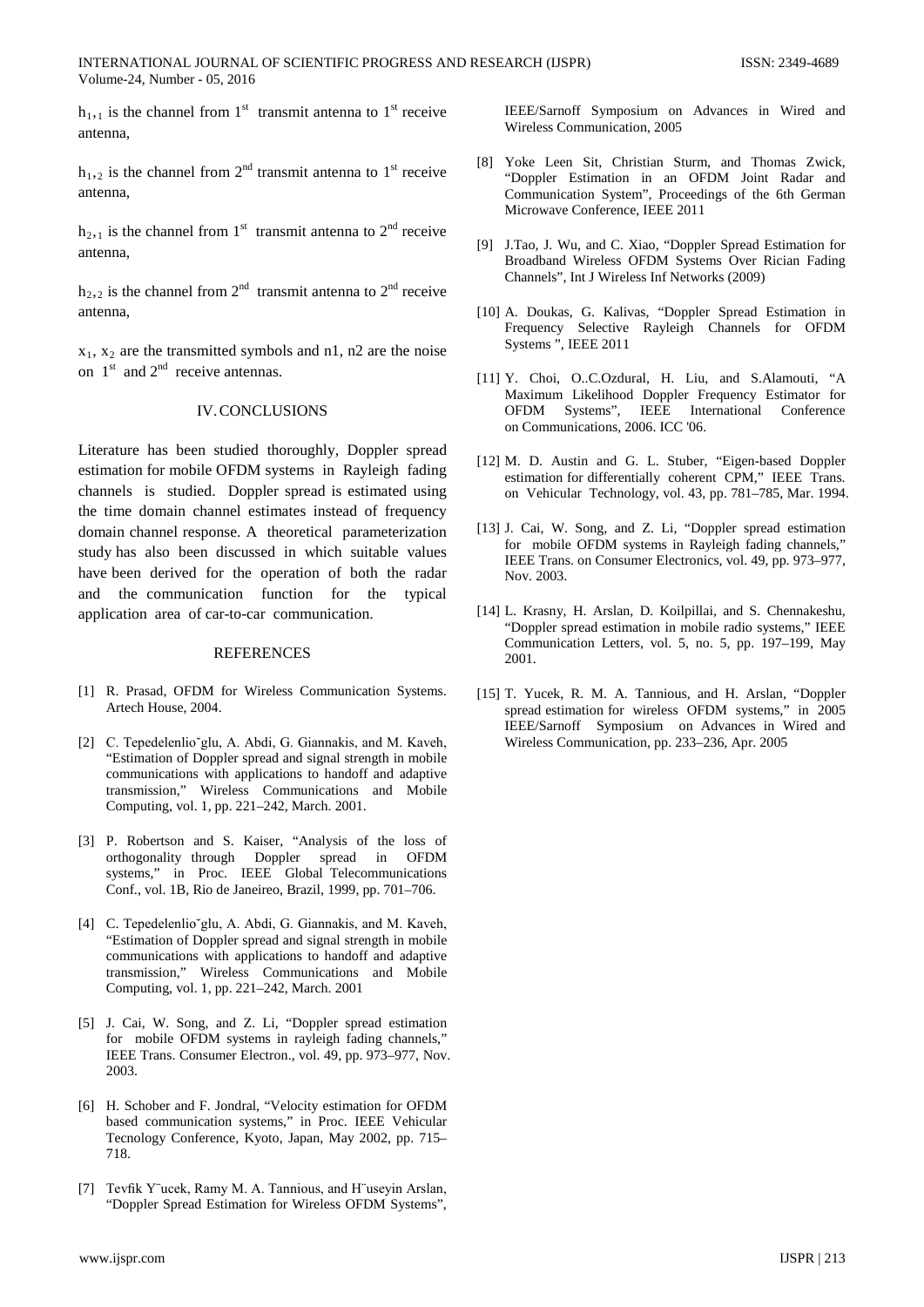$h_{1,1}$ is the channel from 1st transmit antenna to 1st receive antenna,

$h_{1,2}$ is the channel from 2nd transmit antenna to 1st receive antenna,

$h_{2,1}$ is the channel from 1st transmit antenna to 2nd receive antenna,

$h_{2,2}$ is the channel from 2nd transmit antenna to 2nd receive antenna,

$x_1$, $x_2$ are the transmitted symbols and n1, n2 are the noise on 1st and 2nd receive antennas.

## IV. CONCLUSIONS

Literature has been studied thoroughly, Doppler spread estimation for mobile OFDM systems in Rayleigh fading channels is studied. Doppler spread is estimated using the time domain channel estimates instead of frequency domain channel response. A theoretical parameterization study has also been discussed in which suitable values have been derived for the operation of both the radar and the communication function for the typical application area of car-to-car communication.

## REFERENCES

[1] R. Prasad, OFDM for Wireless Communication Systems. Artech House, 2004.

[2] C. Tepedelenlio˘glu, A. Abdi, G. Giannakis, and M. Kaveh, "Estimation of Doppler spread and signal strength in mobile communications with applications to handoff and adaptive transmission," Wireless Communications and Mobile Computing, vol. 1, pp. 221–242, March. 2001.

[3] P. Robertson and S. Kaiser, "Analysis of the loss of orthogonality through Doppler spread in OFDM systems," in Proc. IEEE Global Telecommunications Conf., vol. 1B, Rio de Janeireo, Brazil, 1999, pp. 701–706.

[4] C. Tepedelenlio˘glu, A. Abdi, G. Giannakis, and M. Kaveh, "Estimation of Doppler spread and signal strength in mobile communications with applications to handoff and adaptive transmission," Wireless Communications and Mobile Computing, vol. 1, pp. 221–242, March. 2001

[5] J. Cai, W. Song, and Z. Li, "Doppler spread estimation for mobile OFDM systems in rayleigh fading channels," IEEE Trans. Consumer Electron., vol. 49, pp. 973–977, Nov. 2003.

[6] H. Schober and F. Jondral, "Velocity estimation for OFDM based communication systems," in Proc. IEEE Vehicular Tecnology Conference, Kyoto, Japan, May 2002, pp. 715–718.

[7] Tevfik Y¨ucek, Ramy M. A. Tannious, and H¨useyin Arslan, "Doppler Spread Estimation for Wireless OFDM Systems", IEEE/Sarnoff Symposium on Advances in Wired and Wireless Communication, 2005

[8] Yoke Leen Sit, Christian Sturm, and Thomas Zwick, "Doppler Estimation in an OFDM Joint Radar and Communication System", Proceedings of the 6th German Microwave Conference, IEEE 2011

[9] J.Tao, J. Wu, and C. Xiao, "Doppler Spread Estimation for Broadband Wireless OFDM Systems Over Rician Fading Channels", Int J Wireless Inf Networks (2009)

[10] A. Doukas, G. Kalivas, "Doppler Spread Estimation in Frequency Selective Rayleigh Channels for OFDM Systems ", IEEE 2011

[11] Y. Choi, O..C.Ozdural, H. Liu, and S.Alamouti, "A Maximum Likelihood Doppler Frequency Estimator for OFDM Systems", IEEE International Conference on Communications, 2006. ICC '06.

[12] M. D. Austin and G. L. Stuber, "Eigen-based Doppler estimation for differentially coherent CPM," IEEE Trans. on Vehicular Technology, vol. 43, pp. 781–785, Mar. 1994.

[13] J. Cai, W. Song, and Z. Li, "Doppler spread estimation for mobile OFDM systems in Rayleigh fading channels," IEEE Trans. on Consumer Electronics, vol. 49, pp. 973–977, Nov. 2003.

[14] L. Krasny, H. Arslan, D. Koilpillai, and S. Chennakeshu, "Doppler spread estimation in mobile radio systems," IEEE Communication Letters, vol. 5, no. 5, pp. 197–199, May 2001.

[15] T. Yucek, R. M. A. Tannious, and H. Arslan, "Doppler spread estimation for wireless OFDM systems," in 2005 IEEE/Sarnoff Symposium on Advances in Wired and Wireless Communication, pp. 233–236, Apr. 2005